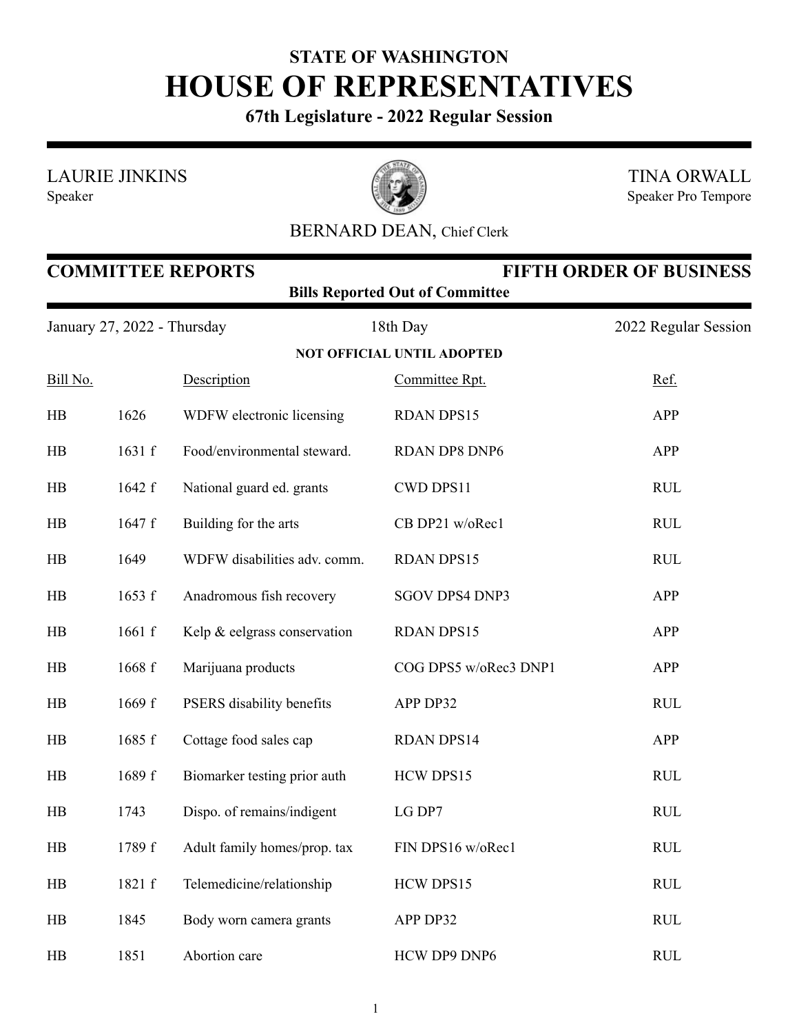**STATE OF WASHINGTON**

# HOUSE OF REPRESENTATIVES

**67th Legislature - 2022 Regular Session**

LAURIE JINKINS
Speaker

TINA ORWALL
Speaker Pro Tempore

BERNARD DEAN, Chief Clerk

## COMMITTEE REPORTS — FIFTH ORDER OF BUSINESS

**Bills Reported Out of Committee**

January 27, 2022 - Thursday | 18th Day | 2022 Regular Session

**NOT OFFICIAL UNTIL ADOPTED**

| Bill No. | | Description | Committee Rpt. | Ref. |
|---|---|---|---|---|
| HB | 1626 | WDFW electronic licensing | RDAN DPS15 | APP |
| HB | 1631 f | Food/environmental steward. | RDAN DP8 DNP6 | APP |
| HB | 1642 f | National guard ed. grants | CWD DPS11 | RUL |
| HB | 1647 f | Building for the arts | CB DP21 w/oRec1 | RUL |
| HB | 1649 | WDFW disabilities adv. comm. | RDAN DPS15 | RUL |
| HB | 1653 f | Anadromous fish recovery | SGOV DPS4 DNP3 | APP |
| HB | 1661 f | Kelp & eelgrass conservation | RDAN DPS15 | APP |
| HB | 1668 f | Marijuana products | COG DPS5 w/oRec3 DNP1 | APP |
| HB | 1669 f | PSERS disability benefits | APP DP32 | RUL |
| HB | 1685 f | Cottage food sales cap | RDAN DPS14 | APP |
| HB | 1689 f | Biomarker testing prior auth | HCW DPS15 | RUL |
| HB | 1743 | Dispo. of remains/indigent | LG DP7 | RUL |
| HB | 1789 f | Adult family homes/prop. tax | FIN DPS16 w/oRec1 | RUL |
| HB | 1821 f | Telemedicine/relationship | HCW DPS15 | RUL |
| HB | 1845 | Body worn camera grants | APP DP32 | RUL |
| HB | 1851 | Abortion care | HCW DP9 DNP6 | RUL |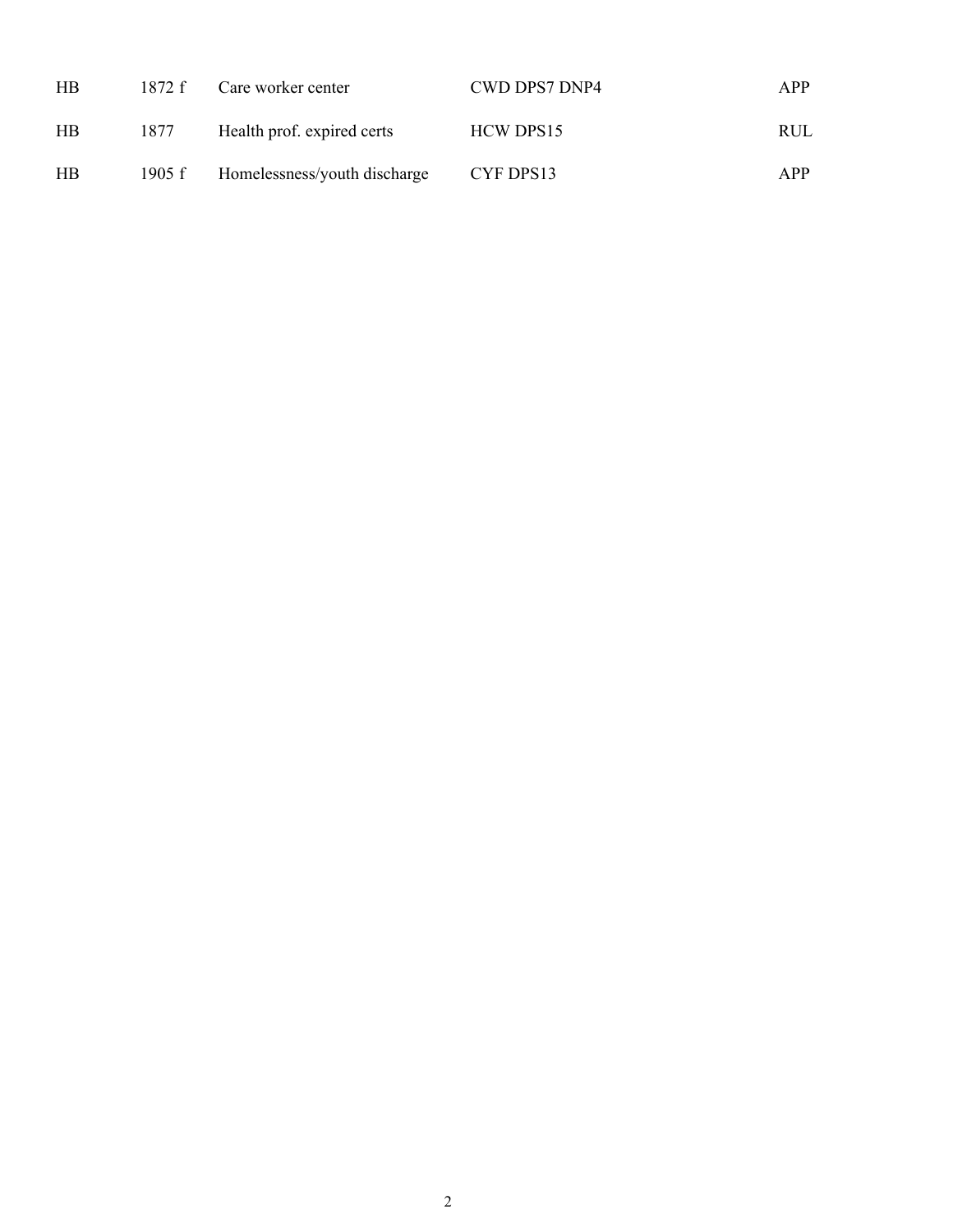| | | | | |
|---|---|---|---|---|
| HB | 1872 f | Care worker center | CWD DPS7 DNP4 | APP |
| HB | 1877 | Health prof. expired certs | HCW DPS15 | RUL |
| HB | 1905 f | Homelessness/youth discharge | CYF DPS13 | APP |